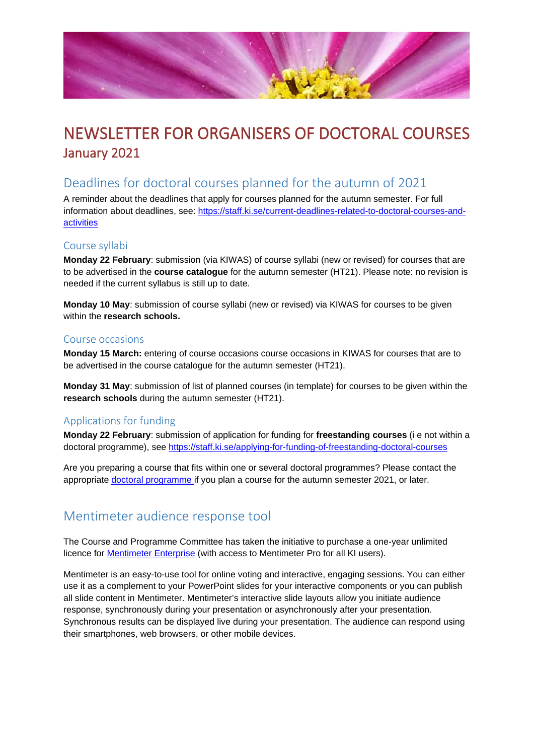# NEWSLETTER FOR ORGANISERS OF DOCTORAL COURSES

## January 2021

## Deadlines for doctoral courses planned for the autumn of 2021

A reminder about the deadlines that apply for courses planned for the autumn semester. For full information about deadlines, see: https://staff.ki.se/current-deadlines-related-to-doctoral-courses-and-activities

### Course syllabi

**Monday 22 February**: submission (via KIWAS) of course syllabi (new or revised) for courses that are to be advertised in the **course catalogue** for the autumn semester (HT21). Please note: no revision is needed if the current syllabus is still up to date.

**Monday 10 May**: submission of course syllabi (new or revised) via KIWAS for courses to be given within the **research schools.**

### Course occasions

**Monday 15 March:** entering of course occasions course occasions in KIWAS for courses that are to be advertised in the course catalogue for the autumn semester (HT21).

**Monday 31 May**: submission of list of planned courses (in template) for courses to be given within the **research schools** during the autumn semester (HT21).

### Applications for funding

**Monday 22 February**: submission of application for funding for **freestanding courses** (i e not within a doctoral programme), see https://staff.ki.se/applying-for-funding-of-freestanding-doctoral-courses

Are you preparing a course that fits within one or several doctoral programmes? Please contact the appropriate doctoral programme if you plan a course for the autumn semester 2021, or later.

## Mentimeter audience response tool

The Course and Programme Committee has taken the initiative to purchase a one-year unlimited licence for Mentimeter Enterprise (with access to Mentimeter Pro for all KI users).

Mentimeter is an easy-to-use tool for online voting and interactive, engaging sessions. You can either use it as a complement to your PowerPoint slides for your interactive components or you can publish all slide content in Mentimeter. Mentimeter's interactive slide layouts allow you initiate audience response, synchronously during your presentation or asynchronously after your presentation. Synchronous results can be displayed live during your presentation. The audience can respond using their smartphones, web browsers, or other mobile devices.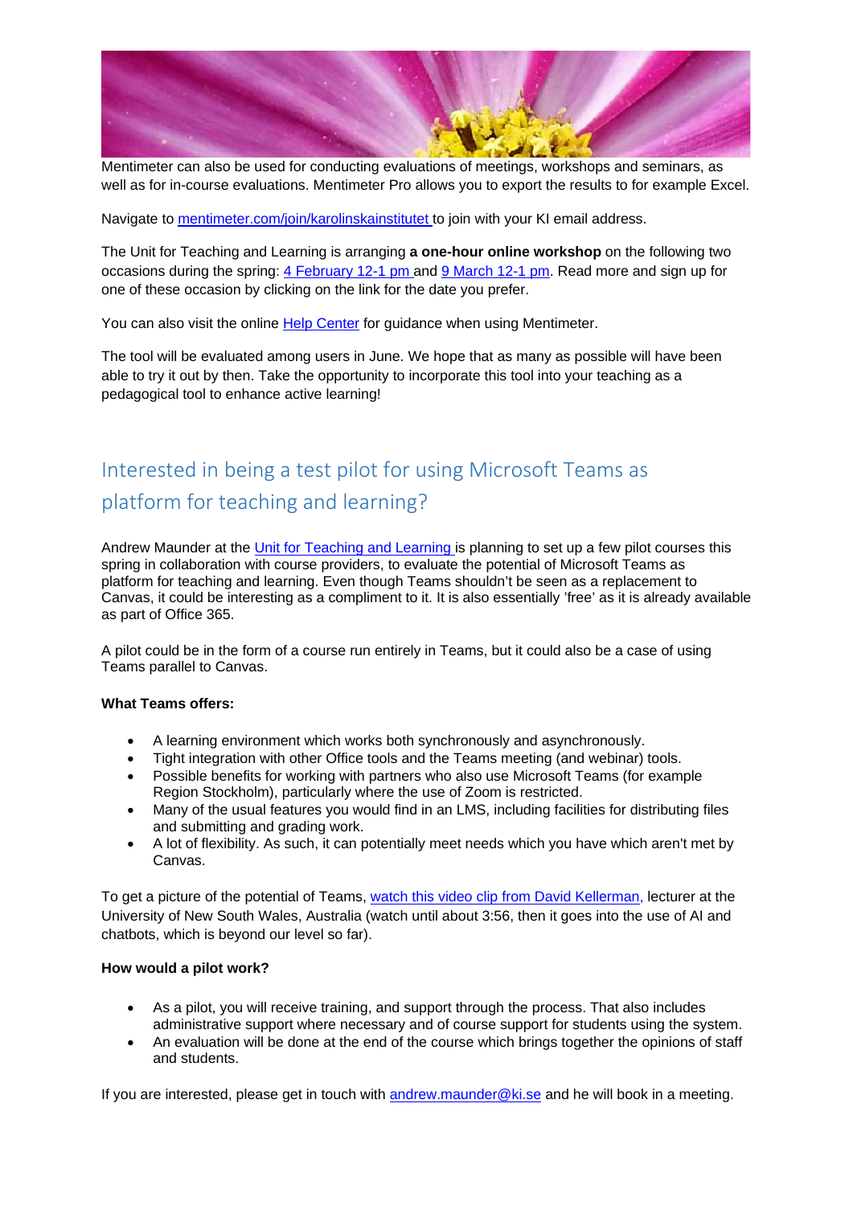Mentimeter can also be used for conducting evaluations of meetings, workshops and seminars, as well as for in-course evaluations. Mentimeter Pro allows you to export the results to for example Excel.

Navigate to [mentimeter.com/join/karolinskainstitutet](mentimeter.com/join/karolinskainstitutet) to join with your KI email address.

The Unit for Teaching and Learning is arranging **a one-hour online workshop** on the following two occasions during the spring: 4 February 12-1 pm and 9 March 12-1 pm. Read more and sign up for one of these occasion by clicking on the link for the date you prefer.

You can also visit the online Help Center for guidance when using Mentimeter.

The tool will be evaluated among users in June. We hope that as many as possible will have been able to try it out by then. Take the opportunity to incorporate this tool into your teaching as a pedagogical tool to enhance active learning!

## Interested in being a test pilot for using Microsoft Teams as platform for teaching and learning?

Andrew Maunder at the Unit for Teaching and Learning is planning to set up a few pilot courses this spring in collaboration with course providers, to evaluate the potential of Microsoft Teams as platform for teaching and learning. Even though Teams shouldn't be seen as a replacement to Canvas, it could be interesting as a compliment to it. It is also essentially 'free' as it is already available as part of Office 365.

A pilot could be in the form of a course run entirely in Teams, but it could also be a case of using Teams parallel to Canvas.

**What Teams offers:**

- A learning environment which works both synchronously and asynchronously.
- Tight integration with other Office tools and the Teams meeting (and webinar) tools.
- Possible benefits for working with partners who also use Microsoft Teams (for example Region Stockholm), particularly where the use of Zoom is restricted.
- Many of the usual features you would find in an LMS, including facilities for distributing files and submitting and grading work.
- A lot of flexibility. As such, it can potentially meet needs which you have which aren't met by Canvas.

To get a picture of the potential of Teams, watch this video clip from David Kellerman, lecturer at the University of New South Wales, Australia (watch until about 3:56, then it goes into the use of AI and chatbots, which is beyond our level so far).

**How would a pilot work?**

- As a pilot, you will receive training, and support through the process. That also includes administrative support where necessary and of course support for students using the system.
- An evaluation will be done at the end of the course which brings together the opinions of staff and students.

If you are interested, please get in touch with andrew.maunder@ki.se and he will book in a meeting.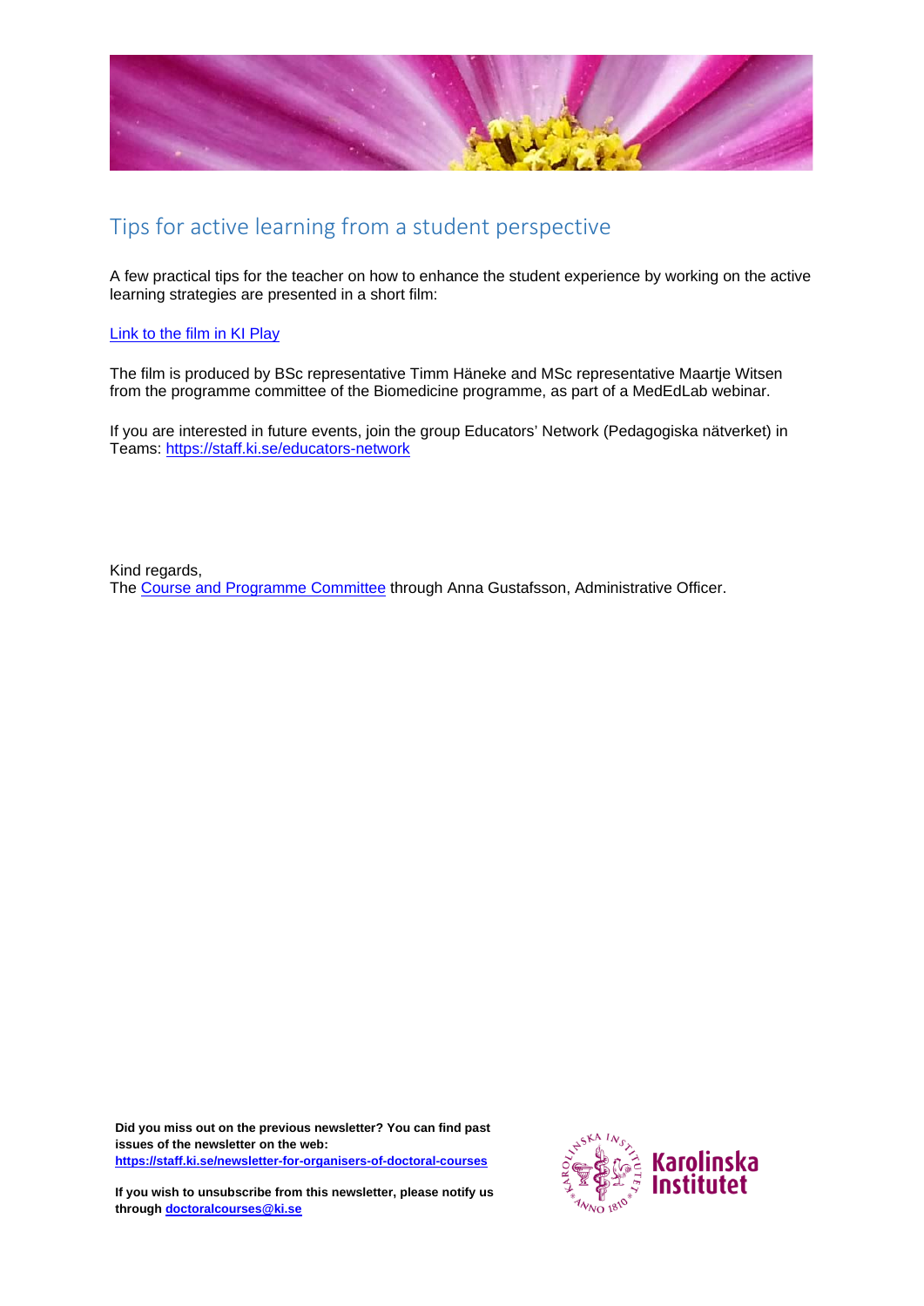## Tips for active learning from a student perspective

A few practical tips for the teacher on how to enhance the student experience by working on the active learning strategies are presented in a short film:

[Link to the film in KI Play]

The film is produced by BSc representative Timm Häneke and MSc representative Maartje Witsen from the programme committee of the Biomedicine programme, as part of a MedEdLab webinar.

If you are interested in future events, join the group Educators' Network (Pedagogiska nätverket) in Teams: https://staff.ki.se/educators-network

Kind regards,
The Course and Programme Committee through Anna Gustafsson, Administrative Officer.

**Did you miss out on the previous newsletter? You can find past issues of the newsletter on the web:**
**https://staff.ki.se/newsletter-for-organisers-of-doctoral-courses**

**If you wish to unsubscribe from this newsletter, please notify us through doctoralcourses@ki.se**

Karolinska Institutet